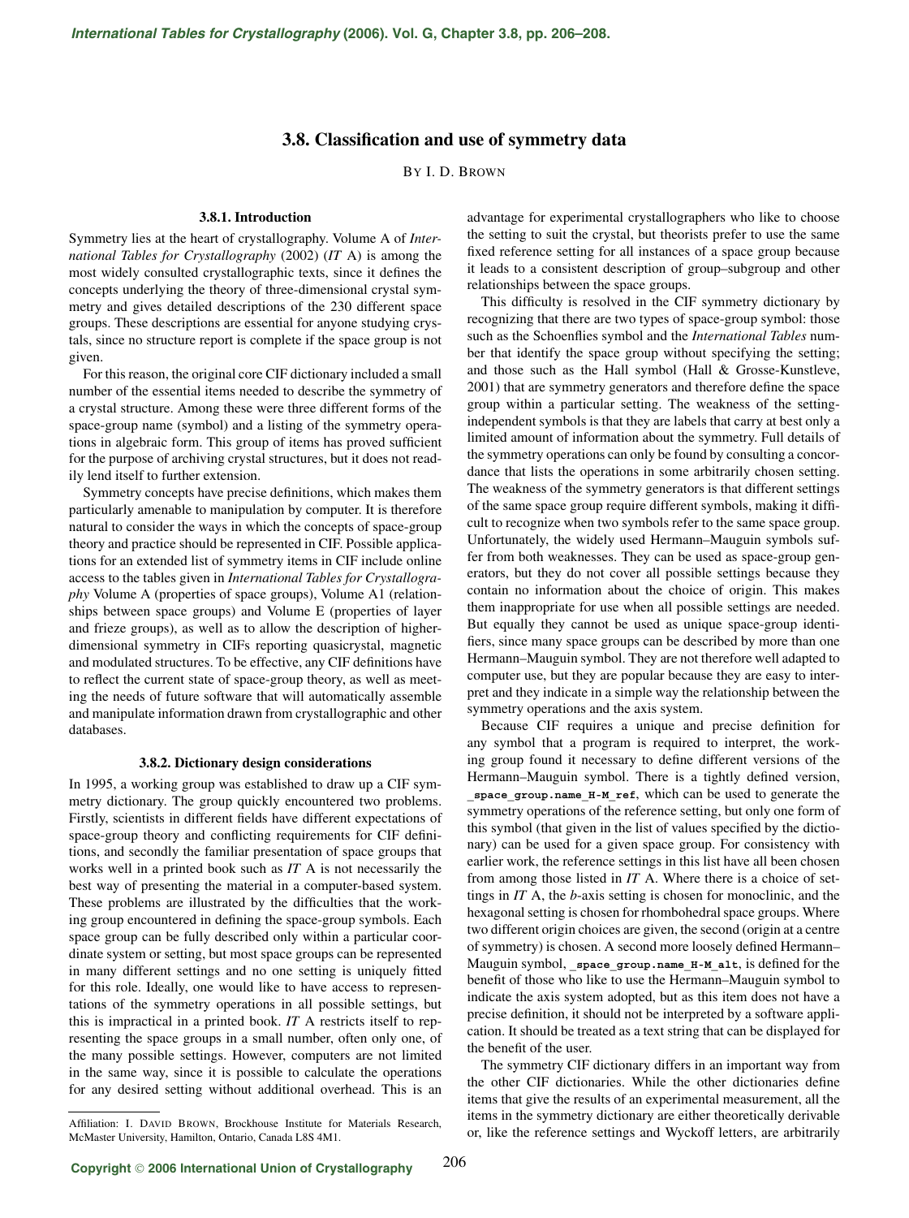# 3.8. Classification and use of symmetry data

By I. D. Brown

## 3.8.1. Introduction

Symmetry lies at the heart of crystallography. Volume A of *International Tables for Crystallography* (2002) (*IT* A) is among the most widely consulted crystallographic texts, since it defines the concepts underlying the theory of three-dimensional crystal symmetry and gives detailed descriptions of the 230 different space groups. These descriptions are essential for anyone studying crystals, since no structure report is complete if the space group is not given.

For this reason, the original core CIF dictionary included a small number of the essential items needed to describe the symmetry of a crystal structure. Among these were three different forms of the space-group name (symbol) and a listing of the symmetry operations in algebraic form. This group of items has proved sufficient for the purpose of archiving crystal structures, but it does not readily lend itself to further extension.

Symmetry concepts have precise definitions, which makes them particularly amenable to manipulation by computer. It is therefore natural to consider the ways in which the concepts of space-group theory and practice should be represented in CIF. Possible applications for an extended list of symmetry items in CIF include online access to the tables given in *International Tables for Crystallography* Volume A (properties of space groups), Volume A1 (relationships between space groups) and Volume E (properties of layer and frieze groups), as well as to allow the description of higher-dimensional symmetry in CIFs reporting quasicrystal, magnetic and modulated structures. To be effective, any CIF definitions have to reflect the current state of space-group theory, as well as meeting the needs of future software that will automatically assemble and manipulate information drawn from crystallographic and other databases.

## 3.8.2. Dictionary design considerations

In 1995, a working group was established to draw up a CIF symmetry dictionary. The group quickly encountered two problems. Firstly, scientists in different fields have different expectations of space-group theory and conflicting requirements for CIF definitions, and secondly the familiar presentation of space groups that works well in a printed book such as *IT* A is not necessarily the best way of presenting the material in a computer-based system. These problems are illustrated by the difficulties that the working group encountered in defining the space-group symbols. Each space group can be fully described only within a particular coordinate system or setting, but most space groups can be represented in many different settings and no one setting is uniquely fitted for this role. Ideally, one would like to have access to representations of the symmetry operations in all possible settings, but this is impractical in a printed book. *IT* A restricts itself to representing the space groups in a small number, often only one, of the many possible settings. However, computers are not limited in the same way, since it is possible to calculate the operations for any desired setting without additional overhead. This is an advantage for experimental crystallographers who like to choose the setting to suit the crystal, but theorists prefer to use the same fixed reference setting for all instances of a space group because it leads to a consistent description of group–subgroup and other relationships between the space groups.

This difficulty is resolved in the CIF symmetry dictionary by recognizing that there are two types of space-group symbol: those such as the Schoenflies symbol and the *International Tables* number that identify the space group without specifying the setting; and those such as the Hall symbol (Hall & Grosse-Kunstleve, 2001) that are symmetry generators and therefore define the space group within a particular setting. The weakness of the setting-independent symbols is that they are labels that carry at best only a limited amount of information about the symmetry. Full details of the symmetry operations can only be found by consulting a concordance that lists the operations in some arbitrarily chosen setting. The weakness of the symmetry generators is that different settings of the same space group require different symbols, making it difficult to recognize when two symbols refer to the same space group. Unfortunately, the widely used Hermann–Mauguin symbols suffer from both weaknesses. They can be used as space-group generators, but they do not cover all possible settings because they contain no information about the choice of origin. This makes them inappropriate for use when all possible settings are needed. But equally they cannot be used as unique space-group identifiers, since many space groups can be described by more than one Hermann–Mauguin symbol. They are not therefore well adapted to computer use, but they are popular because they are easy to interpret and they indicate in a simple way the relationship between the symmetry operations and the axis system.

Because CIF requires a unique and precise definition for any symbol that a program is required to interpret, the working group found it necessary to define different versions of the Hermann–Mauguin symbol. There is a tightly defined version, **_space_group.name_H-M_ref**, which can be used to generate the symmetry operations of the reference setting, but only one form of this symbol (that given in the list of values specified by the dictionary) can be used for a given space group. For consistency with earlier work, the reference settings in this list have all been chosen from among those listed in *IT* A. Where there is a choice of settings in *IT* A, the *b*-axis setting is chosen for monoclinic, and the hexagonal setting is chosen for rhombohedral space groups. Where two different origin choices are given, the second (origin at a centre of symmetry) is chosen. A second more loosely defined Hermann–Mauguin symbol, **_space_group.name_H-M_alt**, is defined for the benefit of those who like to use the Hermann–Mauguin symbol to indicate the axis system adopted, but as this item does not have a precise definition, it should not be interpreted by a software application. It should be treated as a text string that can be displayed for the benefit of the user.

The symmetry CIF dictionary differs in an important way from the other CIF dictionaries. While the other dictionaries define items that give the results of an experimental measurement, all the items in the symmetry dictionary are either theoretically derivable or, like the reference settings and Wyckoff letters, are arbitrarily

---

Affiliation: I. David Brown, Brockhouse Institute for Materials Research, McMaster University, Hamilton, Ontario, Canada L8S 4M1.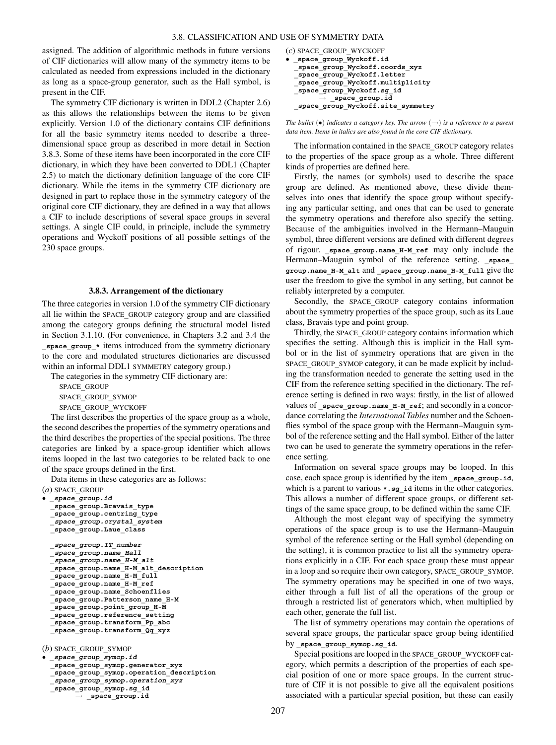assigned. The addition of algorithmic methods in future versions of CIF dictionaries will allow many of the symmetry items to be calculated as needed from expressions included in the dictionary as long as a space-group generator, such as the Hall symbol, is present in the CIF.

The symmetry CIF dictionary is written in DDL2 (Chapter 2.6) as this allows the relationships between the items to be given explicitly. Version 1.0 of the dictionary contains CIF definitions for all the basic symmetry items needed to describe a three-dimensional space group as described in more detail in Section 3.8.3. Some of these items have been incorporated in the core CIF dictionary, in which they have been converted to DDL1 (Chapter 2.5) to match the dictionary definition language of the core CIF dictionary. While the items in the symmetry CIF dictionary are designed in part to replace those in the symmetry category of the original core CIF dictionary, they are defined in a way that allows a CIF to include descriptions of several space groups in several settings. A single CIF could, in principle, include the symmetry operations and Wyckoff positions of all possible settings of the 230 space groups.

### 3.8.3. Arrangement of the dictionary

The three categories in version 1.0 of the symmetry CIF dictionary all lie within the SPACE_GROUP category group and are classified among the category groups defining the structural model listed in Section 3.1.10. (For convenience, in Chapters 3.2 and 3.4 the **_space_group_*** items introduced from the symmetry dictionary to the core and modulated structures dictionaries are discussed within an informal DDL1 SYMMETRY category group.)

The categories in the symmetry CIF dictionary are:

SPACE_GROUP
SPACE_GROUP_SYMOP
SPACE_GROUP_WYCKOFF

The first describes the properties of the space group as a whole, the second describes the properties of the symmetry operations and the third describes the properties of the special positions. The three categories are linked by a space-group identifier which allows items looped in the last two categories to be related back to one of the space groups defined in the first.

Data items in these categories are as follows:

(*a*) SPACE_GROUP

```
• _space_group.id
  _space_group.Bravais_type
  _space_group.centring_type
  _space_group.crystal_system
  _space_group.Laue_class

  _space_group.IT_number
  _space_group.name_Hall
  _space_group.name_H-M_alt
  _space_group.name_H-M_alt_description
  _space_group.name_H-M_full
  _space_group.name_H-M_ref
  _space_group.name_Schoenflies
  _space_group.Patterson_name_H-M
  _space_group.point_group_H-M
  _space_group.reference_setting
  _space_group.transform_Pp_abc
  _space_group.transform_Qq_xyz
```

(*b*) SPACE_GROUP_SYMOP

```
• _space_group_symop.id
  _space_group_symop.generator_xyz
  _space_group_symop.operation_description
  _space_group_symop.operation_xyz
  _space_group_symop.sg_id
        → _space_group.id
```

(*c*) SPACE_GROUP_WYCKOFF

```
• _space_group_Wyckoff.id
  _space_group_Wyckoff.coords_xyz
  _space_group_Wyckoff.letter
  _space_group_Wyckoff.multiplicity
  _space_group_Wyckoff.sg_id
        → _space_group.id
  _space_group_Wyckoff.site_symmetry
```

*The bullet (•) indicates a category key. The arrow (→) is a reference to a parent data item. Items in italics are also found in the core CIF dictionary.*

The information contained in the SPACE_GROUP category relates to the properties of the space group as a whole. Three different kinds of properties are defined here.

Firstly, the names (or symbols) used to describe the space group are defined. As mentioned above, these divide themselves into ones that identify the space group without specifying any particular setting, and ones that can be used to generate the symmetry operations and therefore also specify the setting. Because of the ambiguities involved in the Hermann–Mauguin symbol, three different versions are defined with different degrees of rigour. **_space_group.name_H-M_ref** may only include the Hermann–Mauguin symbol of the reference setting. **_space_group.name_H-M_alt** and **_space_group.name_H-M_full** give the user the freedom to give the symbol in any setting, but cannot be reliably interpreted by a computer.

Secondly, the SPACE_GROUP category contains information about the symmetry properties of the space group, such as its Laue class, Bravais type and point group.

Thirdly, the SPACE_GROUP category contains information which specifies the setting. Although this is implicit in the Hall symbol or in the list of symmetry operations that are given in the SPACE_GROUP_SYMOP category, it can be made explicit by including the transformation needed to generate the setting used in the CIF from the reference setting specified in the dictionary. The reference setting is defined in two ways: firstly, in the list of allowed values of **_space_group.name_H-M_ref**; and secondly in a concordance correlating the *International Tables* number and the Schoenflies symbol of the space group with the Hermann–Mauguin symbol of the reference setting and the Hall symbol. Either of the latter two can be used to generate the symmetry operations in the reference setting.

Information on several space groups may be looped. In this case, each space group is identified by the item **_space_group.id**, which is a parent to various ***.sg_id** items in the other categories. This allows a number of different space groups, or different settings of the same space group, to be defined within the same CIF.

Although the most elegant way of specifying the symmetry operations of the space group is to use the Hermann–Mauguin symbol of the reference setting or the Hall symbol (depending on the setting), it is common practice to list all the symmetry operations explicitly in a CIF. For each space group these must appear in a loop and so require their own category, SPACE_GROUP_SYMOP. The symmetry operations may be specified in one of two ways, either through a full list of all the operations of the group or through a restricted list of generators which, when multiplied by each other, generate the full list.

The list of symmetry operations may contain the operations of several space groups, the particular space group being identified by **_space_group_symop.sg_id**.

Special positions are looped in the SPACE_GROUP_WYCKOFF category, which permits a description of the properties of each special position of one or more space groups. In the current structure of CIF it is not possible to give all the equivalent positions associated with a particular special position, but these can easily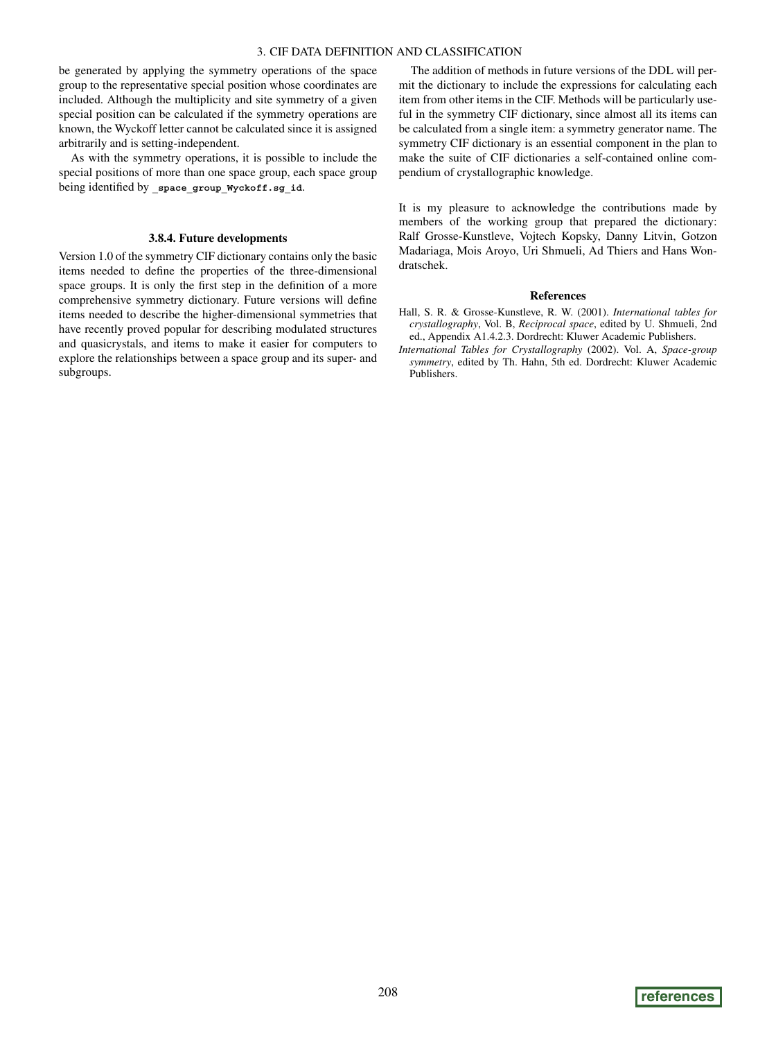be generated by applying the symmetry operations of the space group to the representative special position whose coordinates are included. Although the multiplicity and site symmetry of a given special position can be calculated if the symmetry operations are known, the Wyckoff letter cannot be calculated since it is assigned arbitrarily and is setting-independent.

As with the symmetry operations, it is possible to include the special positions of more than one space group, each space group being identified by **_space_group_Wyckoff.sg_id**.

### 3.8.4. Future developments

Version 1.0 of the symmetry CIF dictionary contains only the basic items needed to define the properties of the three-dimensional space groups. It is only the first step in the definition of a more comprehensive symmetry dictionary. Future versions will define items needed to describe the higher-dimensional symmetries that have recently proved popular for describing modulated structures and quasicrystals, and items to make it easier for computers to explore the relationships between a space group and its super- and subgroups.

The addition of methods in future versions of the DDL will permit the dictionary to include the expressions for calculating each item from other items in the CIF. Methods will be particularly useful in the symmetry CIF dictionary, since almost all its items can be calculated from a single item: a symmetry generator name. The symmetry CIF dictionary is an essential component in the plan to make the suite of CIF dictionaries a self-contained online compendium of crystallographic knowledge.

It is my pleasure to acknowledge the contributions made by members of the working group that prepared the dictionary: Ralf Grosse-Kunstleve, Vojtech Kopsky, Danny Litvin, Gotzon Madariaga, Mois Aroyo, Uri Shmueli, Ad Thiers and Hans Wondratschek.

### References

Hall, S. R. & Grosse-Kunstleve, R. W. (2001). *International tables for crystallography*, Vol. B, *Reciprocal space*, edited by U. Shmueli, 2nd ed., Appendix A1.4.2.3. Dordrecht: Kluwer Academic Publishers.

*International Tables for Crystallography* (2002). Vol. A, *Space-group symmetry*, edited by Th. Hahn, 5th ed. Dordrecht: Kluwer Academic Publishers.